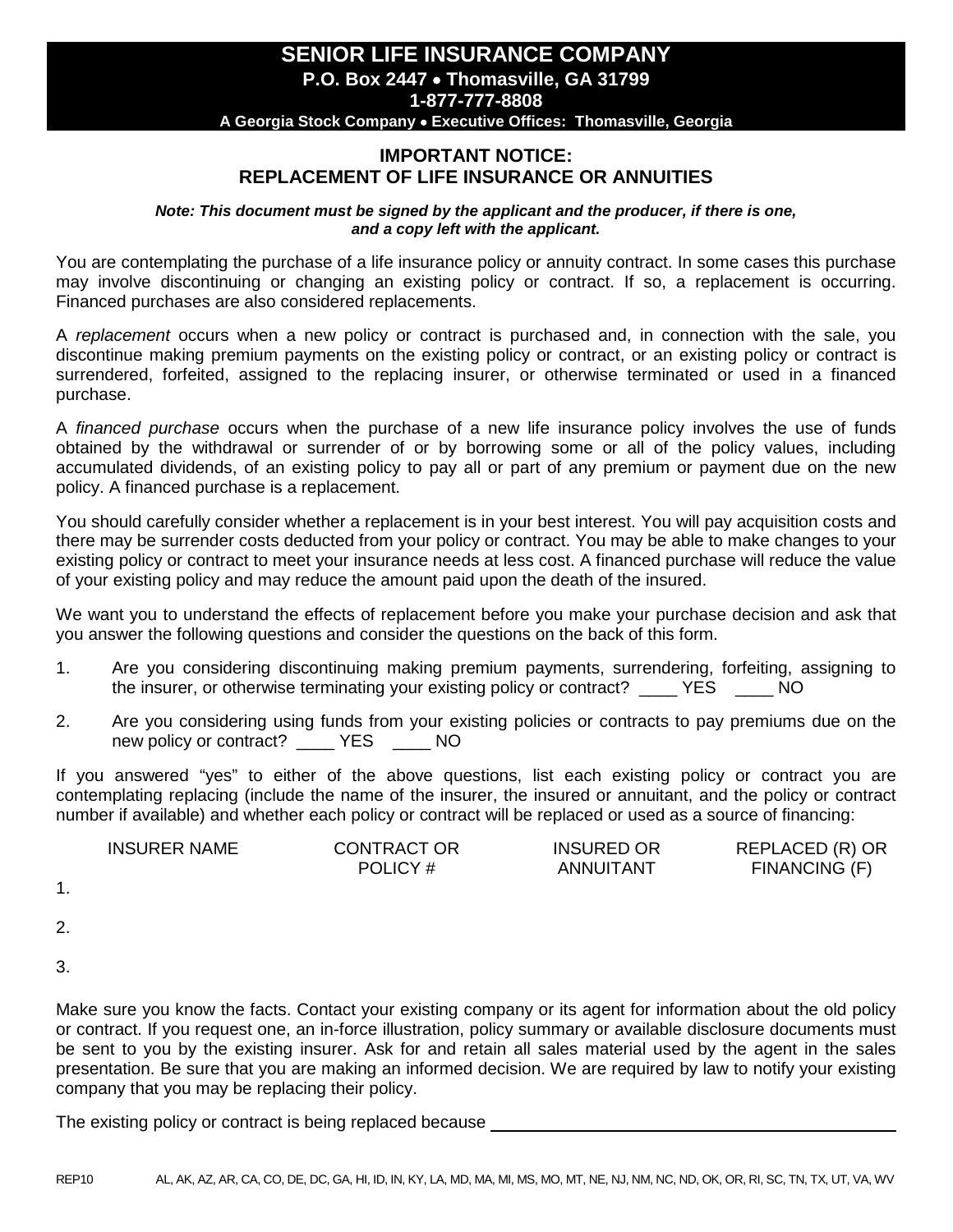# SENIOR LIFE INSURANCE COMPANY

**P.O. Box 2447 • Thomasville, GA 31799**
**1-877-777-8808**
**A Georgia Stock Company • Executive Offices: Thomasville, Georgia**

## IMPORTANT NOTICE:
## REPLACEMENT OF LIFE INSURANCE OR ANNUITIES

***Note: This document must be signed by the applicant and the producer, if there is one, and a copy left with the applicant.***

You are contemplating the purchase of a life insurance policy or annuity contract. In some cases this purchase may involve discontinuing or changing an existing policy or contract. If so, a replacement is occurring. Financed purchases are also considered replacements.

A *replacement* occurs when a new policy or contract is purchased and, in connection with the sale, you discontinue making premium payments on the existing policy or contract, or an existing policy or contract is surrendered, forfeited, assigned to the replacing insurer, or otherwise terminated or used in a financed purchase.

A *financed purchase* occurs when the purchase of a new life insurance policy involves the use of funds obtained by the withdrawal or surrender of or by borrowing some or all of the policy values, including accumulated dividends, of an existing policy to pay all or part of any premium or payment due on the new policy. A financed purchase is a replacement.

You should carefully consider whether a replacement is in your best interest. You will pay acquisition costs and there may be surrender costs deducted from your policy or contract. You may be able to make changes to your existing policy or contract to meet your insurance needs at less cost. A financed purchase will reduce the value of your existing policy and may reduce the amount paid upon the death of the insured.

We want you to understand the effects of replacement before you make your purchase decision and ask that you answer the following questions and consider the questions on the back of this form.

1. Are you considering discontinuing making premium payments, surrendering, forfeiting, assigning to the insurer, or otherwise terminating your existing policy or contract? ____ YES ____ NO

2. Are you considering using funds from your existing policies or contracts to pay premiums due on the new policy or contract? ____ YES ____ NO

If you answered "yes" to either of the above questions, list each existing policy or contract you are contemplating replacing (include the name of the insurer, the insured or annuitant, and the policy or contract number if available) and whether each policy or contract will be replaced or used as a source of financing:

| | INSURER NAME | CONTRACT OR POLICY # | INSURED OR ANNUITANT | REPLACED (R) OR FINANCING (F) |
|---|---|---|---|---|
| 1. | | | | |
| 2. | | | | |
| 3. | | | | |

Make sure you know the facts. Contact your existing company or its agent for information about the old policy or contract. If you request one, an in-force illustration, policy summary or available disclosure documents must be sent to you by the existing insurer. Ask for and retain all sales material used by the agent in the sales presentation. Be sure that you are making an informed decision. We are required by law to notify your existing company that you may be replacing their policy.

The existing policy or contract is being replaced because ______________________________

REP10 AL, AK, AZ, AR, CA, CO, DE, DC, GA, HI, ID, IN, KY, LA, MD, MA, MI, MS, MO, MT, NE, NJ, NM, NC, ND, OK, OR, RI, SC, TN, TX, UT, VA, WV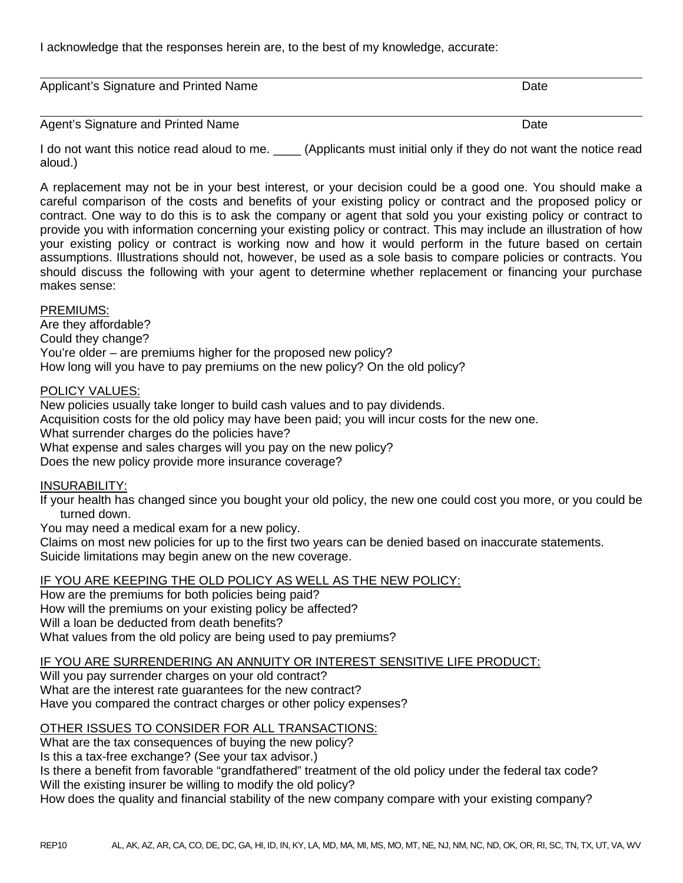I acknowledge that the responses herein are, to the best of my knowledge, accurate:

\_\_\_\_\_\_\_\_\_\_\_\_\_\_\_\_\_\_\_\_\_\_\_\_\_\_\_\_\_\_\_\_\_\_\_\_\_\_\_\_\_\_\_\_\_\_\_\_\_\_\_\_\_\_\_\_\_\_\_\_\_\_\_\_\_\_\_\_\_\_\_\_\_\_

Applicant's Signature and Printed Name                                                                                Date

\_\_\_\_\_\_\_\_\_\_\_\_\_\_\_\_\_\_\_\_\_\_\_\_\_\_\_\_\_\_\_\_\_\_\_\_\_\_\_\_\_\_\_\_\_\_\_\_\_\_\_\_\_\_\_\_\_\_\_\_\_\_\_\_\_\_\_\_\_\_\_\_\_\_

Agent's Signature and Printed Name                                                                                Date

I do not want this notice read aloud to me. ____ (Applicants must initial only if they do not want the notice read aloud.)

A replacement may not be in your best interest, or your decision could be a good one. You should make a careful comparison of the costs and benefits of your existing policy or contract and the proposed policy or contract. One way to do this is to ask the company or agent that sold you your existing policy or contract to provide you with information concerning your existing policy or contract. This may include an illustration of how your existing policy or contract is working now and how it would perform in the future based on certain assumptions. Illustrations should not, however, be used as a sole basis to compare policies or contracts. You should discuss the following with your agent to determine whether replacement or financing your purchase makes sense:

<u>PREMIUMS:</u>

Are they affordable?
Could they change?
You're older – are premiums higher for the proposed new policy?
How long will you have to pay premiums on the new policy? On the old policy?

<u>POLICY VALUES:</u>

New policies usually take longer to build cash values and to pay dividends.
Acquisition costs for the old policy may have been paid; you will incur costs for the new one.
What surrender charges do the policies have?
What expense and sales charges will you pay on the new policy?
Does the new policy provide more insurance coverage?

<u>INSURABILITY:</u>

If your health has changed since you bought your old policy, the new one could cost you more, or you could be turned down.
You may need a medical exam for a new policy.
Claims on most new policies for up to the first two years can be denied based on inaccurate statements.
Suicide limitations may begin anew on the new coverage.

<u>IF YOU ARE KEEPING THE OLD POLICY AS WELL AS THE NEW POLICY:</u>

How are the premiums for both policies being paid?
How will the premiums on your existing policy be affected?
Will a loan be deducted from death benefits?
What values from the old policy are being used to pay premiums?

<u>IF YOU ARE SURRENDERING AN ANNUITY OR INTEREST SENSITIVE LIFE PRODUCT:</u>

Will you pay surrender charges on your old contract?
What are the interest rate guarantees for the new contract?
Have you compared the contract charges or other policy expenses?

<u>OTHER ISSUES TO CONSIDER FOR ALL TRANSACTIONS:</u>

What are the tax consequences of buying the new policy?
Is this a tax-free exchange? (See your tax advisor.)
Is there a benefit from favorable "grandfathered" treatment of the old policy under the federal tax code?
Will the existing insurer be willing to modify the old policy?
How does the quality and financial stability of the new company compare with your existing company?

REP10      AL, AK, AZ, AR, CA, CO, DE, DC, GA, HI, ID, IN, KY, LA, MD, MA, MI, MS, MO, MT, NE, NJ, NM, NC, ND, OK, OR, RI, SC, TN, TX, UT, VA, WV